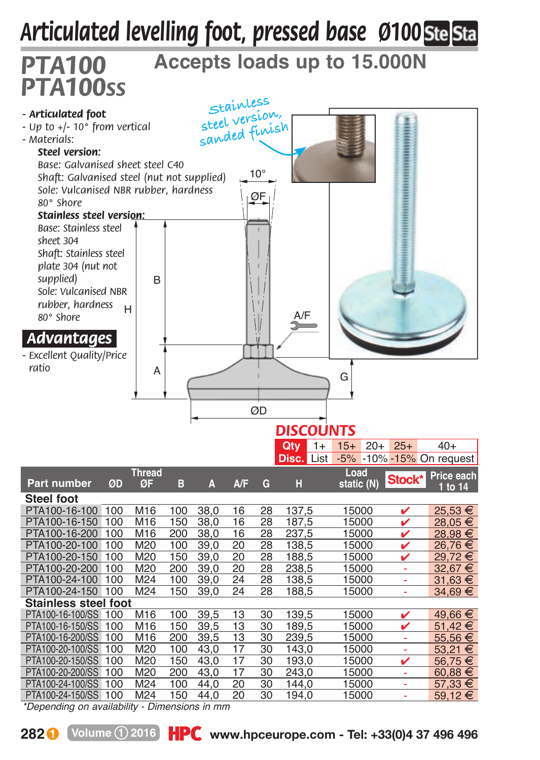# Articulated levelling foot, pressed base Ø100 Ste Sta

## PTA100
## PTA100ss

**Accepts loads up to 15.000N**

- ***Articulated foot***
- *Up to +/- 10° from vertical*
- *Materials:*
  - ***Steel version:***
    *Base: Galvanised sheet steel C40*
    *Shaft: Galvanised steel (nut not supplied)*
    *Sole: Vulcanised NBR rubber, hardness 80° Shore*
  - ***Stainless steel version:***
    *Base: Stainless steel sheet 304*
    *Shaft: Stainless steel plate 304 (nut not supplied)*
    *Sole: Vulcanised NBR rubber, hardness 80° Shore*

*Stainless steel version, sanded finish*

10° ØF B H A/F A G ØD

## Advantages

- *Excellent Quality/Price ratio*

### DISCOUNTS

| Qty | 1+ | 15+ | 20+ | 25+ | 40+ |
|---|---|---|---|---|---|
| Disc. | List | -5% | -10% | -15% | On request |

| Part number | ØD | Thread ØF | B | A | A/F | G | H | Load static (N) | Stock* | Price each 1 to 14 |
|---|---|---|---|---|---|---|---|---|---|---|
| **Steel foot** | | | | | | | | | | |
| PTA100-16-100 | 100 | M16 | 100 | 38,0 | 16 | 28 | 137,5 | 15000 | ✔ | 25,53 € |
| PTA100-16-150 | 100 | M16 | 150 | 38,0 | 16 | 28 | 187,5 | 15000 | ✔ | 28,05 € |
| PTA100-16-200 | 100 | M16 | 200 | 38,0 | 16 | 28 | 237,5 | 15000 | ✔ | 28,98 € |
| PTA100-20-100 | 100 | M20 | 100 | 39,0 | 20 | 28 | 138,5 | 15000 | ✔ | 26,76 € |
| PTA100-20-150 | 100 | M20 | 150 | 39,0 | 20 | 28 | 188,5 | 15000 | ✔ | 29,72 € |
| PTA100-20-200 | 100 | M20 | 200 | 39,0 | 20 | 28 | 238,5 | 15000 | - | 32,67 € |
| PTA100-24-100 | 100 | M24 | 100 | 39,0 | 24 | 28 | 138,5 | 15000 | - | 31,63 € |
| PTA100-24-150 | 100 | M24 | 150 | 39,0 | 24 | 28 | 188,5 | 15000 | - | 34,69 € |
| **Stainless steel foot** | | | | | | | | | | |
| PTA100-16-100/SS | 100 | M16 | 100 | 39,5 | 13 | 30 | 139,5 | 15000 | ✔ | 49,66 € |
| PTA100-16-150/SS | 100 | M16 | 150 | 39,5 | 13 | 30 | 189,5 | 15000 | ✔ | 51,42 € |
| PTA100-16-200/SS | 100 | M16 | 200 | 39,5 | 13 | 30 | 239,5 | 15000 | - | 55,56 € |
| PTA100-20-100/SS | 100 | M20 | 100 | 43,0 | 17 | 30 | 143,0 | 15000 | - | 53,21 € |
| PTA100-20-150/SS | 100 | M20 | 150 | 43,0 | 17 | 30 | 193,0 | 15000 | ✔ | 56,75 € |
| PTA100-20-200/SS | 100 | M20 | 200 | 43,0 | 17 | 30 | 243,0 | 15000 | - | 60,88 € |
| PTA100-24-100/SS | 100 | M24 | 100 | 44,0 | 20 | 30 | 144,0 | 15000 | - | 57,33 € |
| PTA100-24-150/SS | 100 | M24 | 150 | 44,0 | 20 | 30 | 194,0 | 15000 | - | 59,12 € |

*\*Depending on availability - Dimensions in mm*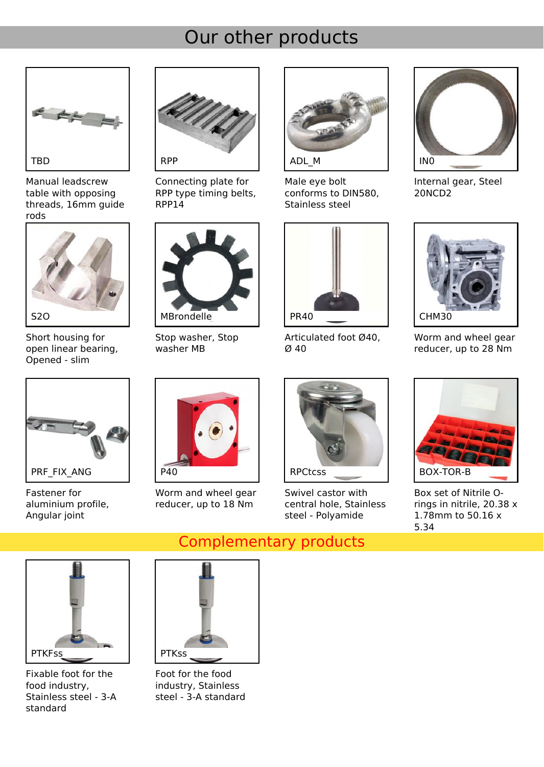# Our other products

TBD

Manual leadscrew table with opposing threads, 16mm guide rods

RPP

Connecting plate for RPP type timing belts, RPP14

ADL_M

Male eye bolt conforms to DIN580, Stainless steel

IN0

Internal gear, Steel 20NCD2

S2O

Short housing for open linear bearing, Opened - slim

MBrondelle

Stop washer, Stop washer MB

PR40

Articulated foot Ø40, Ø 40

CHM30

Worm and wheel gear reducer, up to 28 Nm

PRF_FIX_ANG

Fastener for aluminium profile, Angular joint

P40

Worm and wheel gear reducer, up to 18 Nm

RPCtcss

Swivel caster with central hole, Stainless steel - Polyamide

BOX-TOR-B

Box set of Nitrile O-rings in nitrile, 20.38 x 1.78mm to 50.16 x 5.34

# Complementary products

PTKFss

Fixable foot for the food industry, Stainless steel - 3-A standard

PTKss

Foot for the food industry, Stainless steel - 3-A standard